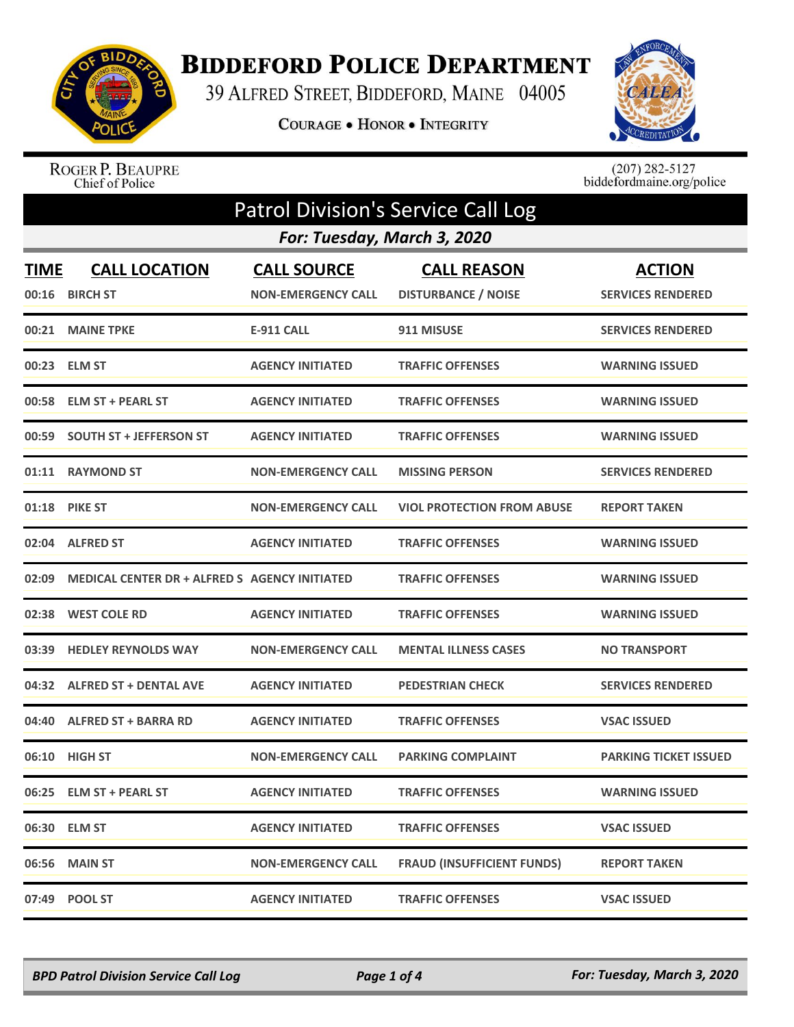# BIDDEFORD POLICE DEPARTMENT

39 ALFRED STREET, BIDDEFORD, MAINE 04005

COURAGE • HONOR • INTEGRITY

ROGER P. BEAUPRE
Chief of Police

(207) 282-5127
biddefordmaine.org/police

## Patrol Division's Service Call Log

### For: Tuesday, March 3, 2020

| TIME | CALL LOCATION | CALL SOURCE | CALL REASON | ACTION |
|---|---|---|---|---|
| 00:16 | BIRCH ST | NON-EMERGENCY CALL | DISTURBANCE / NOISE | SERVICES RENDERED |
| 00:21 | MAINE TPKE | E-911 CALL | 911 MISUSE | SERVICES RENDERED |
| 00:23 | ELM ST | AGENCY INITIATED | TRAFFIC OFFENSES | WARNING ISSUED |
| 00:58 | ELM ST + PEARL ST | AGENCY INITIATED | TRAFFIC OFFENSES | WARNING ISSUED |
| 00:59 | SOUTH ST + JEFFERSON ST | AGENCY INITIATED | TRAFFIC OFFENSES | WARNING ISSUED |
| 01:11 | RAYMOND ST | NON-EMERGENCY CALL | MISSING PERSON | SERVICES RENDERED |
| 01:18 | PIKE ST | NON-EMERGENCY CALL | VIOL PROTECTION FROM ABUSE | REPORT TAKEN |
| 02:04 | ALFRED ST | AGENCY INITIATED | TRAFFIC OFFENSES | WARNING ISSUED |
| 02:09 | MEDICAL CENTER DR + ALFRED S | AGENCY INITIATED | TRAFFIC OFFENSES | WARNING ISSUED |
| 02:38 | WEST COLE RD | AGENCY INITIATED | TRAFFIC OFFENSES | WARNING ISSUED |
| 03:39 | HEDLEY REYNOLDS WAY | NON-EMERGENCY CALL | MENTAL ILLNESS CASES | NO TRANSPORT |
| 04:32 | ALFRED ST + DENTAL AVE | AGENCY INITIATED | PEDESTRIAN CHECK | SERVICES RENDERED |
| 04:40 | ALFRED ST + BARRA RD | AGENCY INITIATED | TRAFFIC OFFENSES | VSAC ISSUED |
| 06:10 | HIGH ST | NON-EMERGENCY CALL | PARKING COMPLAINT | PARKING TICKET ISSUED |
| 06:25 | ELM ST + PEARL ST | AGENCY INITIATED | TRAFFIC OFFENSES | WARNING ISSUED |
| 06:30 | ELM ST | AGENCY INITIATED | TRAFFIC OFFENSES | VSAC ISSUED |
| 06:56 | MAIN ST | NON-EMERGENCY CALL | FRAUD (INSUFFICIENT FUNDS) | REPORT TAKEN |
| 07:49 | POOL ST | AGENCY INITIATED | TRAFFIC OFFENSES | VSAC ISSUED |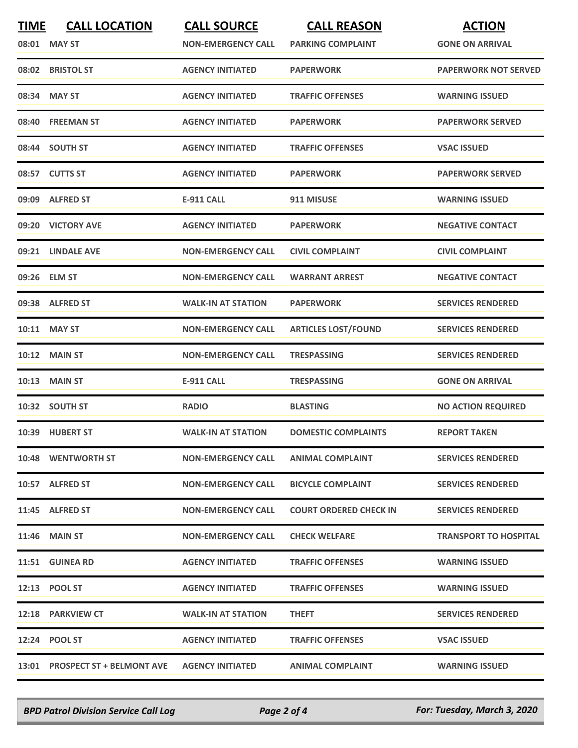| TIME | CALL LOCATION | CALL SOURCE | CALL REASON | ACTION |
| --- | --- | --- | --- | --- |
| 08:01 | MAY ST | NON-EMERGENCY CALL | PARKING COMPLAINT | GONE ON ARRIVAL |
| 08:02 | BRISTOL ST | AGENCY INITIATED | PAPERWORK | PAPERWORK NOT SERVED |
| 08:34 | MAY ST | AGENCY INITIATED | TRAFFIC OFFENSES | WARNING ISSUED |
| 08:40 | FREEMAN ST | AGENCY INITIATED | PAPERWORK | PAPERWORK SERVED |
| 08:44 | SOUTH ST | AGENCY INITIATED | TRAFFIC OFFENSES | VSAC ISSUED |
| 08:57 | CUTTS ST | AGENCY INITIATED | PAPERWORK | PAPERWORK SERVED |
| 09:09 | ALFRED ST | E-911 CALL | 911 MISUSE | WARNING ISSUED |
| 09:20 | VICTORY AVE | AGENCY INITIATED | PAPERWORK | NEGATIVE CONTACT |
| 09:21 | LINDALE AVE | NON-EMERGENCY CALL | CIVIL COMPLAINT | CIVIL COMPLAINT |
| 09:26 | ELM ST | NON-EMERGENCY CALL | WARRANT ARREST | NEGATIVE CONTACT |
| 09:38 | ALFRED ST | WALK-IN AT STATION | PAPERWORK | SERVICES RENDERED |
| 10:11 | MAY ST | NON-EMERGENCY CALL | ARTICLES LOST/FOUND | SERVICES RENDERED |
| 10:12 | MAIN ST | NON-EMERGENCY CALL | TRESPASSING | SERVICES RENDERED |
| 10:13 | MAIN ST | E-911 CALL | TRESPASSING | GONE ON ARRIVAL |
| 10:32 | SOUTH ST | RADIO | BLASTING | NO ACTION REQUIRED |
| 10:39 | HUBERT ST | WALK-IN AT STATION | DOMESTIC COMPLAINTS | REPORT TAKEN |
| 10:48 | WENTWORTH ST | NON-EMERGENCY CALL | ANIMAL COMPLAINT | SERVICES RENDERED |
| 10:57 | ALFRED ST | NON-EMERGENCY CALL | BICYCLE COMPLAINT | SERVICES RENDERED |
| 11:45 | ALFRED ST | NON-EMERGENCY CALL | COURT ORDERED CHECK IN | SERVICES RENDERED |
| 11:46 | MAIN ST | NON-EMERGENCY CALL | CHECK WELFARE | TRANSPORT TO HOSPITAL |
| 11:51 | GUINEA RD | AGENCY INITIATED | TRAFFIC OFFENSES | WARNING ISSUED |
| 12:13 | POOL ST | AGENCY INITIATED | TRAFFIC OFFENSES | WARNING ISSUED |
| 12:18 | PARKVIEW CT | WALK-IN AT STATION | THEFT | SERVICES RENDERED |
| 12:24 | POOL ST | AGENCY INITIATED | TRAFFIC OFFENSES | VSAC ISSUED |
| 13:01 | PROSPECT ST + BELMONT AVE | AGENCY INITIATED | ANIMAL COMPLAINT | WARNING ISSUED |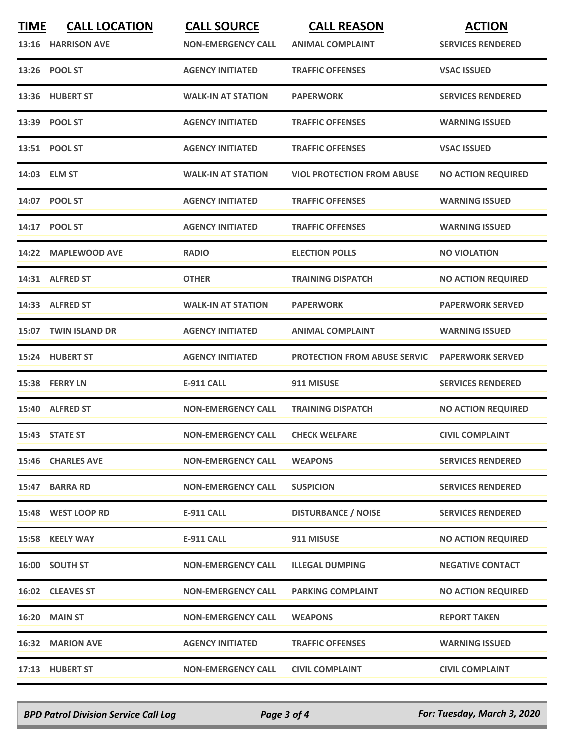| TIME | CALL LOCATION | CALL SOURCE | CALL REASON | ACTION |
| --- | --- | --- | --- | --- |
| 13:16 | HARRISON AVE | NON-EMERGENCY CALL | ANIMAL COMPLAINT | SERVICES RENDERED |
| 13:26 | POOL ST | AGENCY INITIATED | TRAFFIC OFFENSES | VSAC ISSUED |
| 13:36 | HUBERT ST | WALK-IN AT STATION | PAPERWORK | SERVICES RENDERED |
| 13:39 | POOL ST | AGENCY INITIATED | TRAFFIC OFFENSES | WARNING ISSUED |
| 13:51 | POOL ST | AGENCY INITIATED | TRAFFIC OFFENSES | VSAC ISSUED |
| 14:03 | ELM ST | WALK-IN AT STATION | VIOL PROTECTION FROM ABUSE | NO ACTION REQUIRED |
| 14:07 | POOL ST | AGENCY INITIATED | TRAFFIC OFFENSES | WARNING ISSUED |
| 14:17 | POOL ST | AGENCY INITIATED | TRAFFIC OFFENSES | WARNING ISSUED |
| 14:22 | MAPLEWOOD AVE | RADIO | ELECTION POLLS | NO VIOLATION |
| 14:31 | ALFRED ST | OTHER | TRAINING DISPATCH | NO ACTION REQUIRED |
| 14:33 | ALFRED ST | WALK-IN AT STATION | PAPERWORK | PAPERWORK SERVED |
| 15:07 | TWIN ISLAND DR | AGENCY INITIATED | ANIMAL COMPLAINT | WARNING ISSUED |
| 15:24 | HUBERT ST | AGENCY INITIATED | PROTECTION FROM ABUSE SERVIC | PAPERWORK SERVED |
| 15:38 | FERRY LN | E-911 CALL | 911 MISUSE | SERVICES RENDERED |
| 15:40 | ALFRED ST | NON-EMERGENCY CALL | TRAINING DISPATCH | NO ACTION REQUIRED |
| 15:43 | STATE ST | NON-EMERGENCY CALL | CHECK WELFARE | CIVIL COMPLAINT |
| 15:46 | CHARLES AVE | NON-EMERGENCY CALL | WEAPONS | SERVICES RENDERED |
| 15:47 | BARRA RD | NON-EMERGENCY CALL | SUSPICION | SERVICES RENDERED |
| 15:48 | WEST LOOP RD | E-911 CALL | DISTURBANCE / NOISE | SERVICES RENDERED |
| 15:58 | KEELY WAY | E-911 CALL | 911 MISUSE | NO ACTION REQUIRED |
| 16:00 | SOUTH ST | NON-EMERGENCY CALL | ILLEGAL DUMPING | NEGATIVE CONTACT |
| 16:02 | CLEAVES ST | NON-EMERGENCY CALL | PARKING COMPLAINT | NO ACTION REQUIRED |
| 16:20 | MAIN ST | NON-EMERGENCY CALL | WEAPONS | REPORT TAKEN |
| 16:32 | MARION AVE | AGENCY INITIATED | TRAFFIC OFFENSES | WARNING ISSUED |
| 17:13 | HUBERT ST | NON-EMERGENCY CALL | CIVIL COMPLAINT | CIVIL COMPLAINT |

*BPD Patrol Division Service Call Log* — *For: Tuesday, March 3, 2020*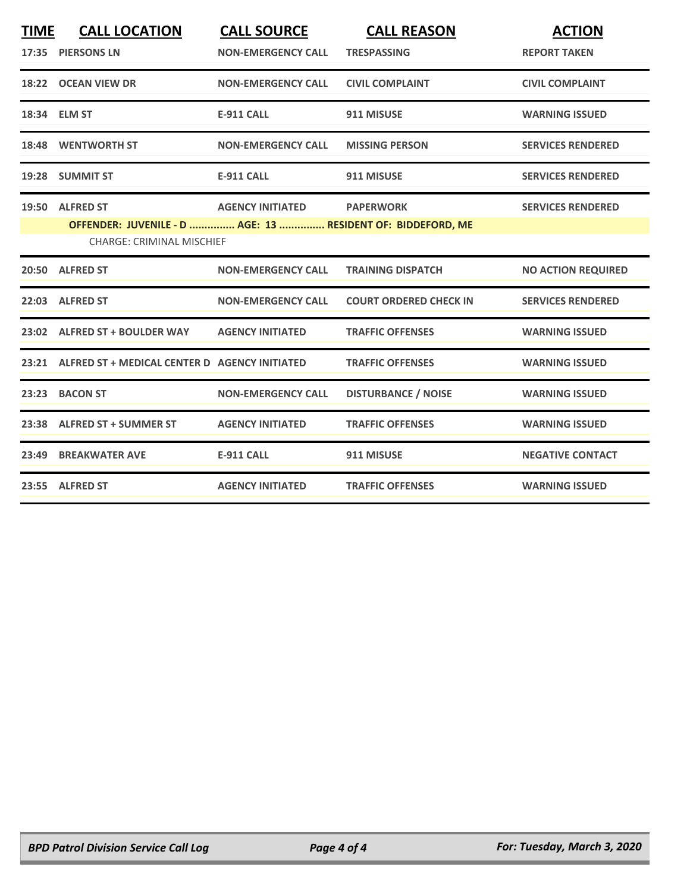| TIME | CALL LOCATION | CALL SOURCE | CALL REASON | ACTION |
|---|---|---|---|---|
| 17:35 | PIERSONS LN | NON-EMERGENCY CALL | TRESPASSING | REPORT TAKEN |
| 18:22 | OCEAN VIEW DR | NON-EMERGENCY CALL | CIVIL COMPLAINT | CIVIL COMPLAINT |
| 18:34 | ELM ST | E-911 CALL | 911 MISUSE | WARNING ISSUED |
| 18:48 | WENTWORTH ST | NON-EMERGENCY CALL | MISSING PERSON | SERVICES RENDERED |
| 19:28 | SUMMIT ST | E-911 CALL | 911 MISUSE | SERVICES RENDERED |
| 19:50 | ALFRED ST | AGENCY INITIATED | PAPERWORK | SERVICES RENDERED |
| | OFFENDER: JUVENILE - D ............... AGE: 13 ............... RESIDENT OF: BIDDEFORD, ME | | | |
| | CHARGE: CRIMINAL MISCHIEF | | | |
| 20:50 | ALFRED ST | NON-EMERGENCY CALL | TRAINING DISPATCH | NO ACTION REQUIRED |
| 22:03 | ALFRED ST | NON-EMERGENCY CALL | COURT ORDERED CHECK IN | SERVICES RENDERED |
| 23:02 | ALFRED ST + BOULDER WAY | AGENCY INITIATED | TRAFFIC OFFENSES | WARNING ISSUED |
| 23:21 | ALFRED ST + MEDICAL CENTER D | AGENCY INITIATED | TRAFFIC OFFENSES | WARNING ISSUED |
| 23:23 | BACON ST | NON-EMERGENCY CALL | DISTURBANCE / NOISE | WARNING ISSUED |
| 23:38 | ALFRED ST + SUMMER ST | AGENCY INITIATED | TRAFFIC OFFENSES | WARNING ISSUED |
| 23:49 | BREAKWATER AVE | E-911 CALL | 911 MISUSE | NEGATIVE CONTACT |
| 23:55 | ALFRED ST | AGENCY INITIATED | TRAFFIC OFFENSES | WARNING ISSUED |